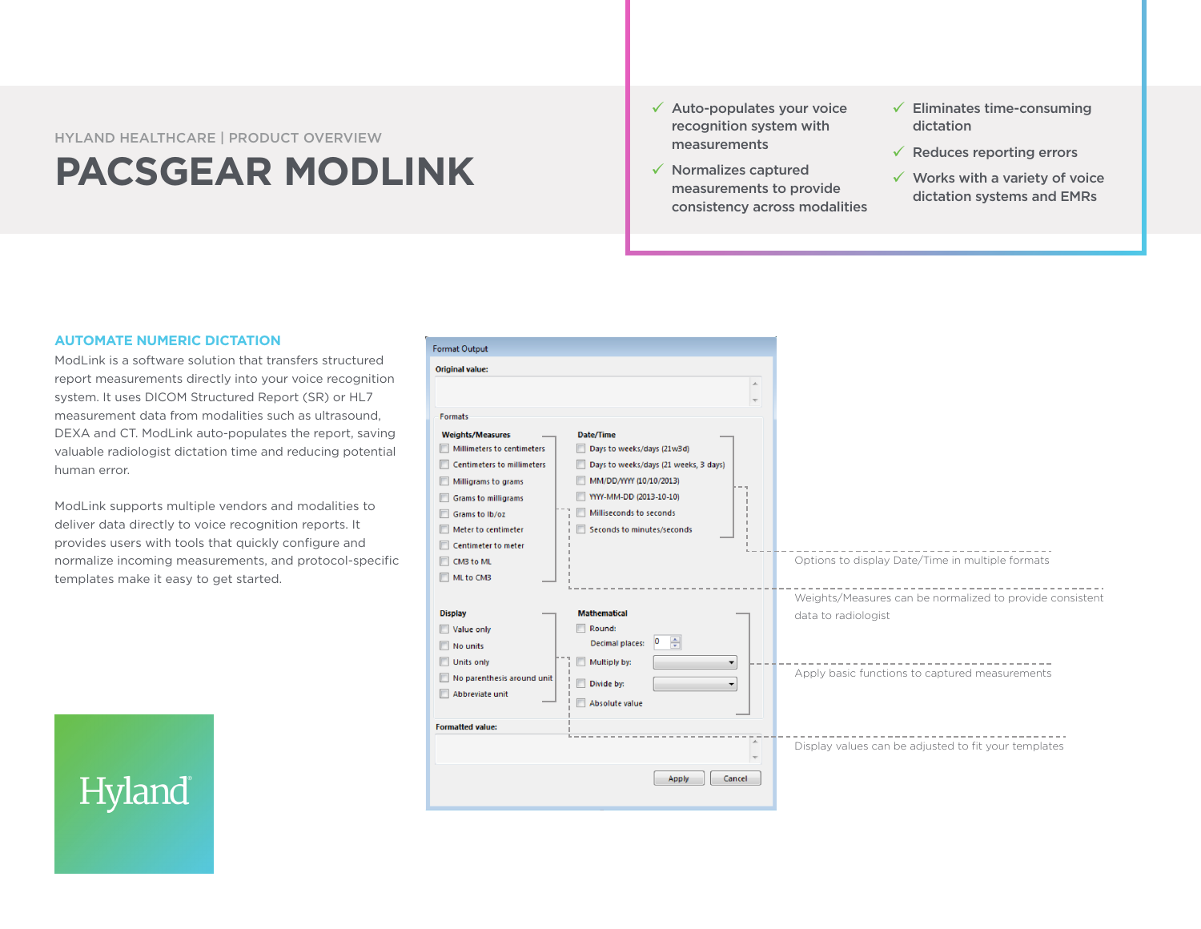HYLAND HEALTHCARE | PRODUCT OVERVIEW

# PACSGEAR MODLINK

- ✓ Auto-populates your voice recognition system with measurements
- ✓ Normalizes captured measurements to provide consistency across modalities
- ✓ Eliminates time-consuming dictation
- ✓ Reduces reporting errors
- ✓ Works with a variety of voice dictation systems and EMRs

## AUTOMATE NUMERIC DICTATION

ModLink is a software solution that transfers structured report measurements directly into your voice recognition system. It uses DICOM Structured Report (SR) or HL7 measurement data from modalities such as ultrasound, DEXA and CT. ModLink auto-populates the report, saving valuable radiologist dictation time and reducing potential human error.

ModLink supports multiple vendors and modalities to deliver data directly to voice recognition reports. It provides users with tools that quickly configure and normalize incoming measurements, and protocol-specific templates make it easy to get started.

Format Output

Original value:

Formats

**Weights/Measures**
- Millimeters to centimeters
- Centimeters to millimeters
- Milligrams to grams
- Grams to milligrams
- Grams to lb/oz
- Meter to centimeter
- Centimeter to meter
- CM3 to ML
- ML to CM3

**Date/Time**
- Days to weeks/days (21w3d)
- Days to weeks/days (21 weeks, 3 days)
- MM/DD/YYYY (10/10/2013)
- YYYY-MM-DD (2013-10-10)
- Milliseconds to seconds
- Seconds to minutes/seconds

**Display**
- Value only
- No units
- Units only
- No parenthesis around unit
- Abbreviate unit

**Mathematical**
- Round:
  - Decimal places: 0
- Multiply by:
- Divide by:
- Absolute value

Formatted value:

Apply | Cancel

Options to display Date/Time in multiple formats

Weights/Measures can be normalized to provide consistent data to radiologist

Apply basic functions to captured measurements

Display values can be adjusted to fit your templates

Hyland®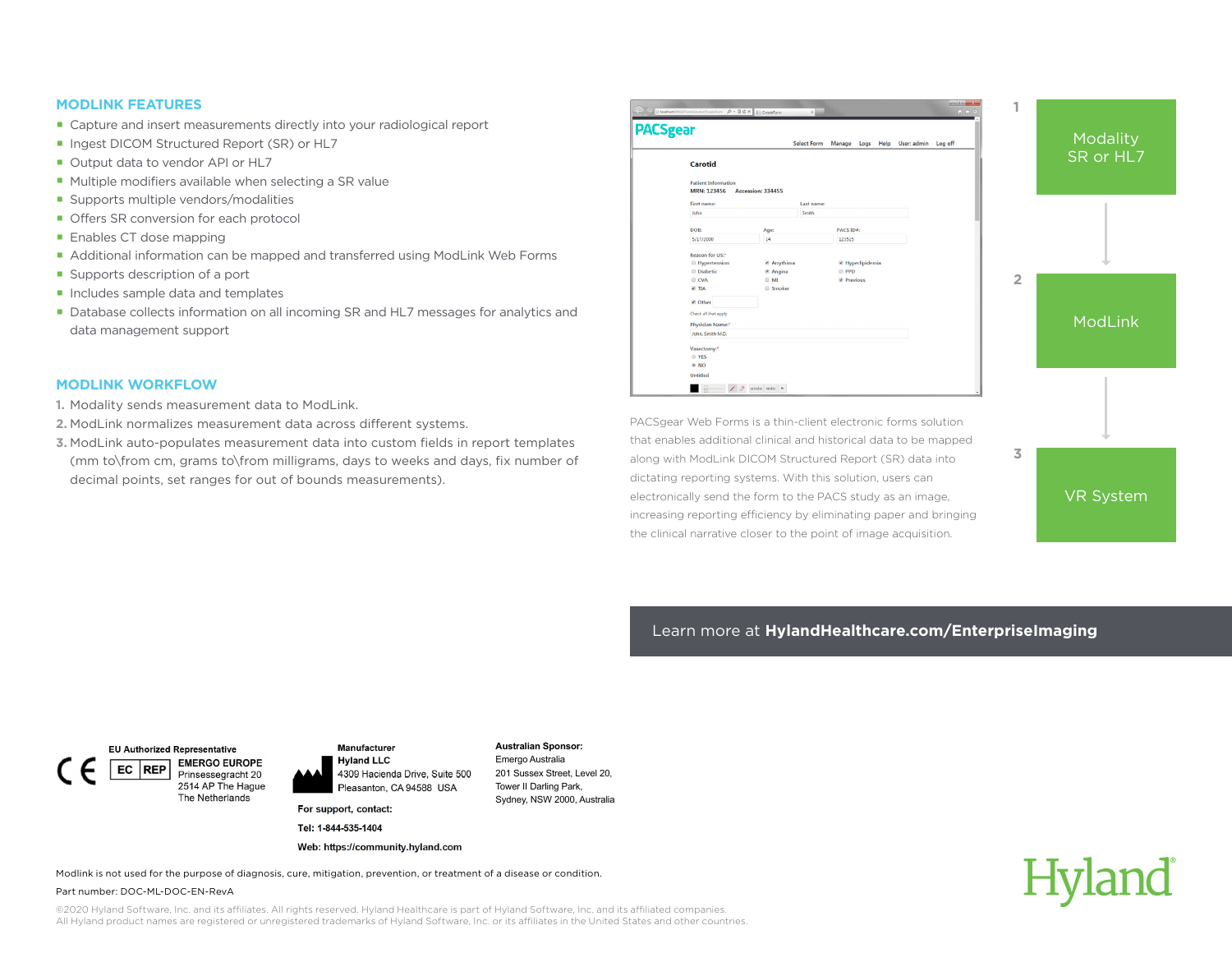## MODLINK FEATURES

- Capture and insert measurements directly into your radiological report
- Ingest DICOM Structured Report (SR) or HL7
- Output data to vendor API or HL7
- Multiple modifiers available when selecting a SR value
- Supports multiple vendors/modalities
- Offers SR conversion for each protocol
- Enables CT dose mapping
- Additional information can be mapped and transferred using ModLink Web Forms
- Supports description of a port
- Includes sample data and templates
- Database collects information on all incoming SR and HL7 messages for analytics and data management support

## MODLINK WORKFLOW

1. Modality sends measurement data to ModLink.
2. ModLink normalizes measurement data across different systems.
3. ModLink auto-populates measurement data into custom fields in report templates (mm to\from cm, grams to\from milligrams, days to weeks and days, fix number of decimal points, set ranges for out of bounds measurements).

PACSgear Web Forms is a thin-client electronic forms solution that enables additional clinical and historical data to be mapped along with ModLink DICOM Structured Report (SR) data into dictating reporting systems. With this solution, users can electronically send the form to the PACS study as an image, increasing reporting efficiency by eliminating paper and bringing the clinical narrative closer to the point of image acquisition.

1 Modality SR or HL7

2 ModLink

3 VR System

Learn more at **HylandHealthcare.com/EnterpriseImaging**

**EU Authorized Representative**
**EMERGO EUROPE**
Prinsessegracht 20
2514 AP The Hague
The Netherlands

**Manufacturer**
**Hyland LLC**
4309 Hacienda Drive, Suite 500
Pleasanton, CA 94588 USA

**For support, contact:**
**Tel: 1-844-535-1404**
**Web: https://community.hyland.com**

**Australian Sponsor:**
Emergo Australia
201 Sussex Street, Level 20,
Tower II Darling Park,
Sydney, NSW 2000, Australia

Modlink is not used for the purpose of diagnosis, cure, mitigation, prevention, or treatment of a disease or condition.

Part number: DOC-ML-DOC-EN-RevA

©2020 Hyland Software, Inc. and its affiliates. All rights reserved. Hyland Healthcare is part of Hyland Software, Inc. and its affiliated companies.
All Hyland product names are registered or unregistered trademarks of Hyland Software, Inc. or its affiliates in the United States and other countries.